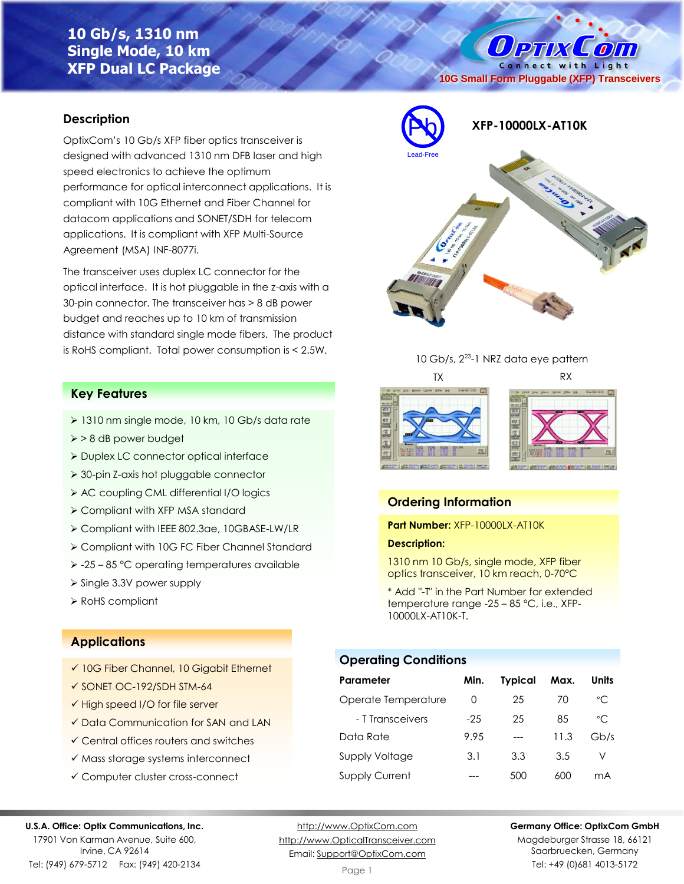# 10 Gb/s, 1310 nm Single Mode, 10 km XFP Dual LC Package

10G Small Form Pluggable (XFP) Transceivers

## XFP-10000LX-AT10K

Lead-Free

## Description

OptixCom's 10 Gb/s XFP fiber optics transceiver is designed with advanced 1310 nm DFB laser and high speed electronics to achieve the optimum performance for optical interconnect applications. It is compliant with 10G Ethernet and Fiber Channel for datacom applications and SONET/SDH for telecom applications. It is compliant with XFP Multi-Source Agreement (MSA) INF-8077i.

The transceiver uses duplex LC connector for the optical interface. It is hot pluggable in the z-axis with a 30-pin connector. The transceiver has > 8 dB power budget and reaches up to 10 km of transmission distance with standard single mode fibers. The product is RoHS compliant. Total power consumption is < 2.5W.

10 Gb/s, $2^{23}$-1 NRZ data eye pattern

TX RX

## Key Features

- 1310 nm single mode, 10 km, 10 Gb/s data rate
- > 8 dB power budget
- Duplex LC connector optical interface
- 30-pin Z-axis hot pluggable connector
- AC coupling CML differential I/O logics
- Compliant with XFP MSA standard
- Compliant with IEEE 802.3ae, 10GBASE-LW/LR
- Compliant with 10G FC Fiber Channel Standard
- -25 – 85 °C operating temperatures available
- Single 3.3V power supply
- RoHS compliant

## Applications

- ✓ 10G Fiber Channel, 10 Gigabit Ethernet
- ✓ SONET OC-192/SDH STM-64
- ✓ High speed I/O for file server
- ✓ Data Communication for SAN and LAN
- ✓ Central offices routers and switches
- ✓ Mass storage systems interconnect
- ✓ Computer cluster cross-connect

## Ordering Information

**Part Number:** XFP-10000LX-AT10K

**Description:**

1310 nm 10 Gb/s, single mode, XFP fiber optics transceiver, 10 km reach, 0-70°C

* Add "-T" in the Part Number for extended temperature range -25 – 85 °C, i.e., XFP-10000LX-AT10K-T.

## Operating Conditions

| Parameter | Min. | Typical | Max. | Units |
|---|---|---|---|---|
| Operate Temperature | 0 | 25 | 70 | °C |
| - T Transceivers | -25 | 25 | 85 | °C |
| Data Rate | 9.95 | --- | 11.3 | Gb/s |
| Supply Voltage | 3.1 | 3.3 | 3.5 | V |
| Supply Current | --- | 500 | 600 | mA |

**U.S.A. Office: Optix Communications, Inc.**
17901 Von Karman Avenue, Suite 600,
Irvine, CA 92614
Tel: (949) 679-5712 Fax: (949) 420-2134

http://www.OptixCom.com
http://www.OpticalTransceiver.com
Email: Support@OptixCom.com

**Germany Office: OptixCom GmbH**
Magdeburger Strasse 18, 66121
Saarbruecken, Germany
Tel: +49 (0)681 4013-5172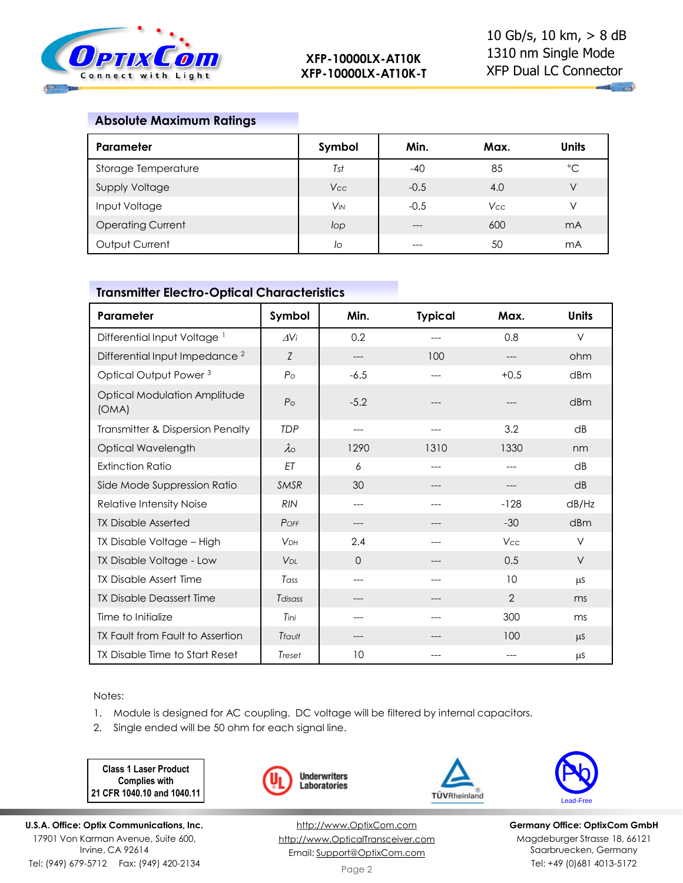## Absolute Maximum Ratings

| Parameter | Symbol | Min. | Max. | Units |
|---|---|---|---|---|
| Storage Temperature | $T_{st}$ | -40 | 85 | °C |
| Supply Voltage | $V_{CC}$ | -0.5 | 4.0 | V |
| Input Voltage | $V_{IN}$ | -0.5 | $V_{CC}$ | V |
| Operating Current | Iop | --- | 600 | mA |
| Output Current | Io | --- | 50 | mA |

## Transmitter Electro-Optical Characteristics

| Parameter | Symbol | Min. | Typical | Max. | Units |
|---|---|---|---|---|---|
| Differential Input Voltage [1] | $\Delta V_i$ | 0.2 | --- | 0.8 | V |
| Differential Input Impedance [2] | Z | --- | 100 | --- | ohm |
| Optical Output Power [3] | $P_O$ | -6.5 | --- | +0.5 | dBm |
| Optical Modulation Amplitude (OMA) | $P_O$ | -5.2 | --- | --- | dBm |
| Transmitter & Dispersion Penalty | TDP | --- | --- | 3.2 | dB |
| Optical Wavelength | $\lambda_O$ | 1290 | 1310 | 1330 | nm |
| Extinction Ratio | ET | 6 | --- | --- | dB |
| Side Mode Suppression Ratio | SMSR | 30 | --- | --- | dB |
| Relative Intensity Noise | RIN | --- | --- | -128 | dB/Hz |
| TX Disable Asserted | $P_{OFF}$ | --- | --- | -30 | dBm |
| TX Disable Voltage – High | $V_{DH}$ | 2.4 | --- | $V_{CC}$ | V |
| TX Disable Voltage - Low | $V_{DL}$ | 0 | --- | 0.5 | V |
| TX Disable Assert Time | $T_{ass}$ | --- | --- | 10 | µs |
| TX Disable Deassert Time | $T_{disass}$ | --- | --- | 2 | ms |
| Time to Initialize | $T_{ini}$ | --- | --- | 300 | ms |
| TX Fault from Fault to Assertion | $T_{fault}$ | --- | --- | 100 | µs |
| TX Disable Time to Start Reset | $T_{reset}$ | 10 | --- | --- | µs |

Notes:

1. Module is designed for AC coupling. DC voltage will be filtered by internal capacitors.
2. Single ended will be 50 ohm for each signal line.

Class 1 Laser Product Complies with 21 CFR 1040.10 and 1040.11

Underwriters Laboratories

TÜVRheinland

Lead-Free

**U.S.A. Office: Optix Communications, Inc.**
17901 Von Karman Avenue, Suite 600,
Irvine, CA 92614
Tel: (949) 679-5712 Fax: (949) 420-2134

http://www.OptixCom.com
http://www.OpticalTransceiver.com
Email: Support@OptixCom.com

**Germany Office: OptixCom GmbH**
Magdeburger Strasse 18, 66121
Saarbruecken, Germany
Tel: +49 (0)681 4013-5172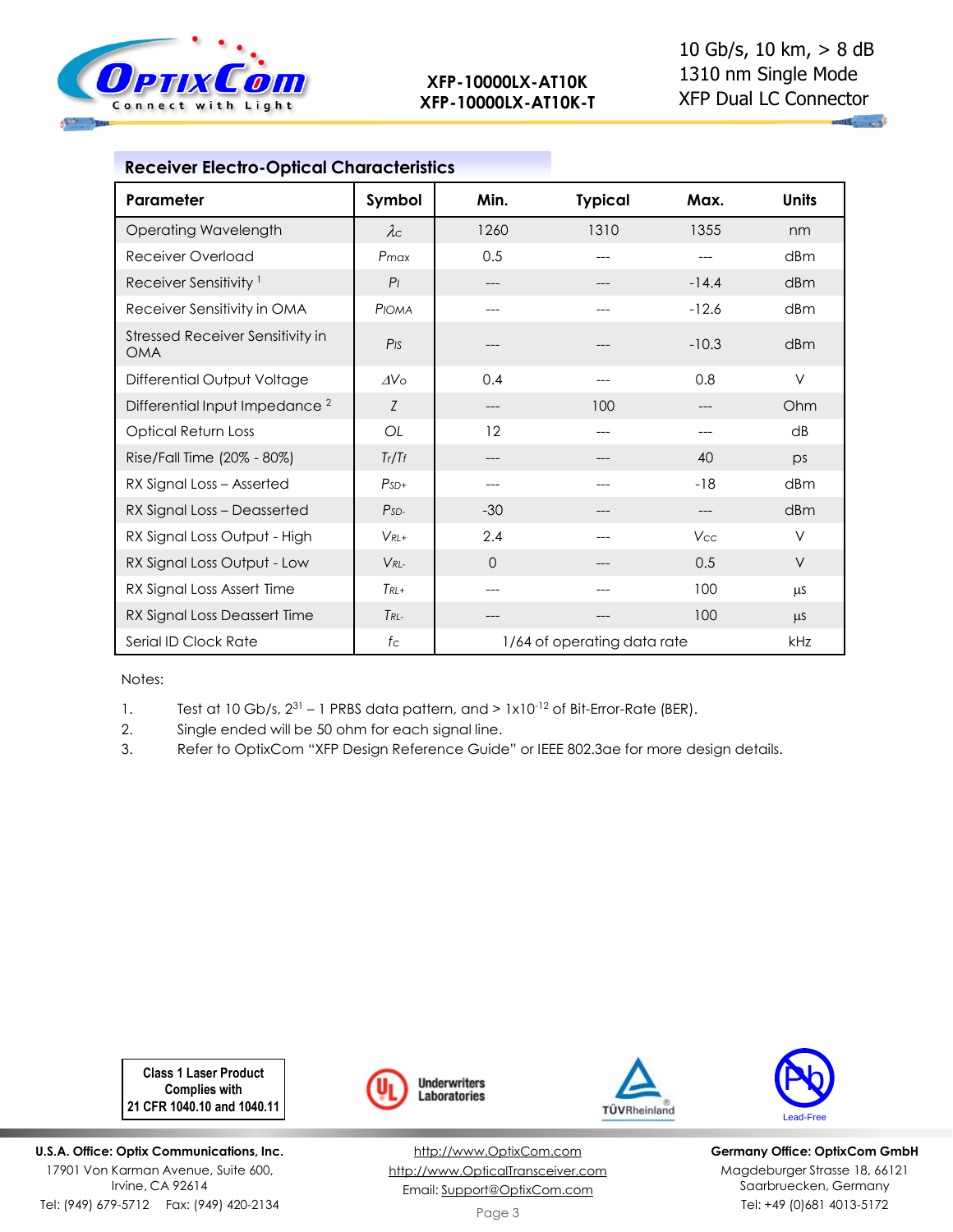## Receiver Electro-Optical Characteristics

| Parameter | Symbol | Min. | Typical | Max. | Units |
|---|---|---|---|---|---|
| Operating Wavelength | $\lambda_C$ | 1260 | 1310 | 1355 | nm |
| Receiver Overload | $P_{max}$ | 0.5 | --- | --- | dBm |
| Receiver Sensitivity [1] | $P_I$ | --- | --- | -14.4 | dBm |
| Receiver Sensitivity in OMA | $P_{IOMA}$ | --- | --- | -12.6 | dBm |
| Stressed Receiver Sensitivity in OMA | $P_{IS}$ | --- | --- | -10.3 | dBm |
| Differential Output Voltage | $\Delta V_O$ | 0.4 | --- | 0.8 | V |
| Differential Input Impedance [2] | $Z$ | --- | 100 | --- | Ohm |
| Optical Return Loss | $OL$ | 12 | --- | --- | dB |
| Rise/Fall Time (20% - 80%) | $T_r/T_f$ | --- | --- | 40 | ps |
| RX Signal Loss – Asserted | $P_{SD+}$ | --- | --- | -18 | dBm |
| RX Signal Loss – Deasserted | $P_{SD-}$ | -30 | --- | --- | dBm |
| RX Signal Loss Output - High | $V_{RL+}$ | 2.4 | --- | $V_{CC}$ | V |
| RX Signal Loss Output - Low | $V_{RL-}$ | 0 | --- | 0.5 | V |
| RX Signal Loss Assert Time | $T_{RL+}$ | --- | --- | 100 | µs |
| RX Signal Loss Deassert Time | $T_{RL-}$ | --- | --- | 100 | µs |
| Serial ID Clock Rate | $f_C$ | 1/64 of operating data rate | | | kHz |

Notes:

1. Test at 10 Gb/s, $2^{31} - 1$ PRBS data pattern, and > $1\times10^{-12}$ of Bit-Error-Rate (BER).
2. Single ended will be 50 ohm for each signal line.
3. Refer to OptixCom "XFP Design Reference Guide" or IEEE 802.3ae for more design details.

Class 1 Laser Product
Complies with
21 CFR 1040.10 and 1040.11

Underwriters Laboratories

TÜVRheinland

Lead-Free

**U.S.A. Office: Optix Communications, Inc.**
17901 Von Karman Avenue, Suite 600,
Irvine, CA 92614
Tel: (949) 679-5712 Fax: (949) 420-2134

http://www.OptixCom.com
http://www.OpticalTransceiver.com
Email: Support@OptixCom.com

**Germany Office: OptixCom GmbH**
Magdeburger Strasse 18, 66121
Saarbruecken, Germany
Tel: +49 (0)681 4013-5172